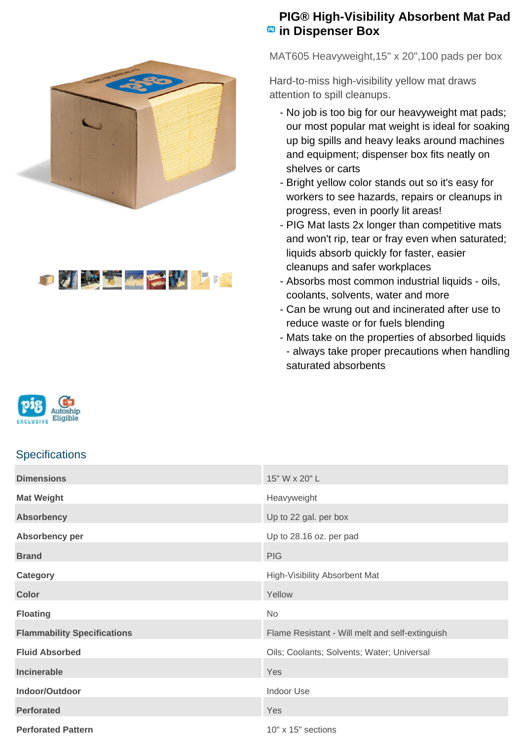# PIG® High-Visibility Absorbent Mat Pad in Dispenser Box

MAT605 Heavyweight,15" x 20",100 pads per box

Hard-to-miss high-visibility yellow mat draws attention to spill cleanups.

- No job is too big for our heavyweight mat pads; our most popular mat weight is ideal for soaking up big spills and heavy leaks around machines and equipment; dispenser box fits neatly on shelves or carts
- Bright yellow color stands out so it's easy for workers to see hazards, repairs or cleanups in progress, even in poorly lit areas!
- PIG Mat lasts 2x longer than competitive mats and won't rip, tear or fray even when saturated; liquids absorb quickly for faster, easier cleanups and safer workplaces
- Absorbs most common industrial liquids - oils, coolants, solvents, water and more
- Can be wrung out and incinerated after use to reduce waste or for fuels blending
- Mats take on the properties of absorbed liquids - always take proper precautions when handling saturated absorbents

## Specifications

| | |
|---|---|
| **Dimensions** | 15" W x 20" L |
| **Mat Weight** | Heavyweight |
| **Absorbency** | Up to 22 gal. per box |
| **Absorbency per** | Up to 28.16 oz. per pad |
| **Brand** | PIG |
| **Category** | High-Visibility Absorbent Mat |
| **Color** | Yellow |
| **Floating** | No |
| **Flammability Specifications** | Flame Resistant - Will melt and self-extinguish |
| **Fluid Absorbed** | Oils; Coolants; Solvents; Water; Universal |
| **Incinerable** | Yes |
| **Indoor/Outdoor** | Indoor Use |
| **Perforated** | Yes |
| **Perforated Pattern** | 10" x 15" sections |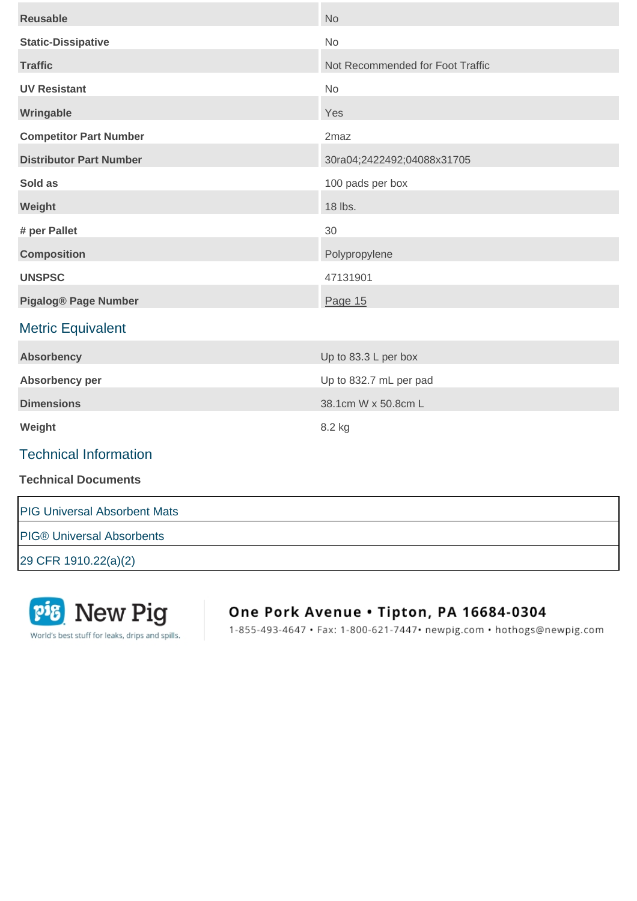| | |
|---|---|
| **Reusable** | No |
| **Static-Dissipative** | No |
| **Traffic** | Not Recommended for Foot Traffic |
| **UV Resistant** | No |
| **Wringable** | Yes |
| **Competitor Part Number** | 2maz |
| **Distributor Part Number** | 30ra04;2422492;04088x31705 |
| **Sold as** | 100 pads per box |
| **Weight** | 18 lbs. |
| **# per Pallet** | 30 |
| **Composition** | Polypropylene |
| **UNSPSC** | 47131901 |
| **Pigalog® Page Number** | Page 15 |

## Metric Equivalent

| | |
|---|---|
| **Absorbency** | Up to 83.3 L per box |
| **Absorbency per** | Up to 832.7 mL per pad |
| **Dimensions** | 38.1cm W x 50.8cm L |
| **Weight** | 8.2 kg |

## Technical Information

### Technical Documents

| |
|---|
| PIG Universal Absorbent Mats |
| PIG® Universal Absorbents |
| 29 CFR 1910.22(a)(2) |

New Pig
World's best stuff for leaks, drips and spills.

**One Pork Avenue • Tipton, PA 16684-0304**
1-855-493-4647 • Fax: 1-800-621-7447• newpig.com • hothogs@newpig.com